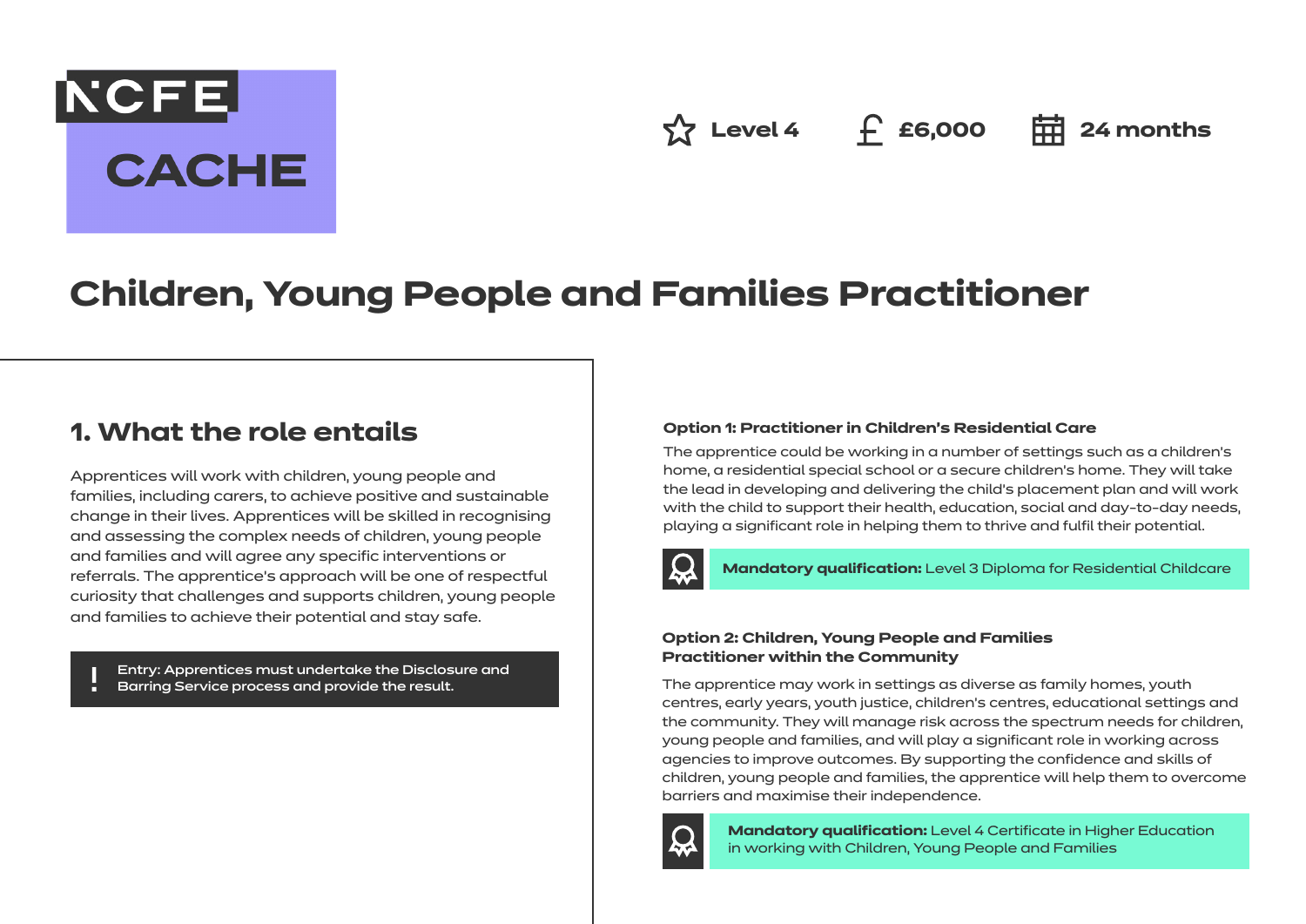NCFE CACHE

Level 4 | £6,000 | 24 months

# Children, Young People and Families Practitioner

## 1. What the role entails

Apprentices will work with children, young people and families, including carers, to achieve positive and sustainable change in their lives. Apprentices will be skilled in recognising and assessing the complex needs of children, young people and families and will agree any specific interventions or referrals. The apprentice's approach will be one of respectful curiosity that challenges and supports children, young people and families to achieve their potential and stay safe.

> ! Entry: Apprentices must undertake the Disclosure and Barring Service process and provide the result.

### Option 1: Practitioner in Children's Residential Care

The apprentice could be working in a number of settings such as a children's home, a residential special school or a secure children's home. They will take the lead in developing and delivering the child's placement plan and will work with the child to support their health, education, social and day-to-day needs, playing a significant role in helping them to thrive and fulfil their potential.

**Mandatory qualification:** Level 3 Diploma for Residential Childcare

### Option 2: Children, Young People and Families Practitioner within the Community

The apprentice may work in settings as diverse as family homes, youth centres, early years, youth justice, children's centres, educational settings and the community. They will manage risk across the spectrum needs for children, young people and families, and will play a significant role in working across agencies to improve outcomes. By supporting the confidence and skills of children, young people and families, the apprentice will help them to overcome barriers and maximise their independence.

**Mandatory qualification:** Level 4 Certificate in Higher Education in working with Children, Young People and Families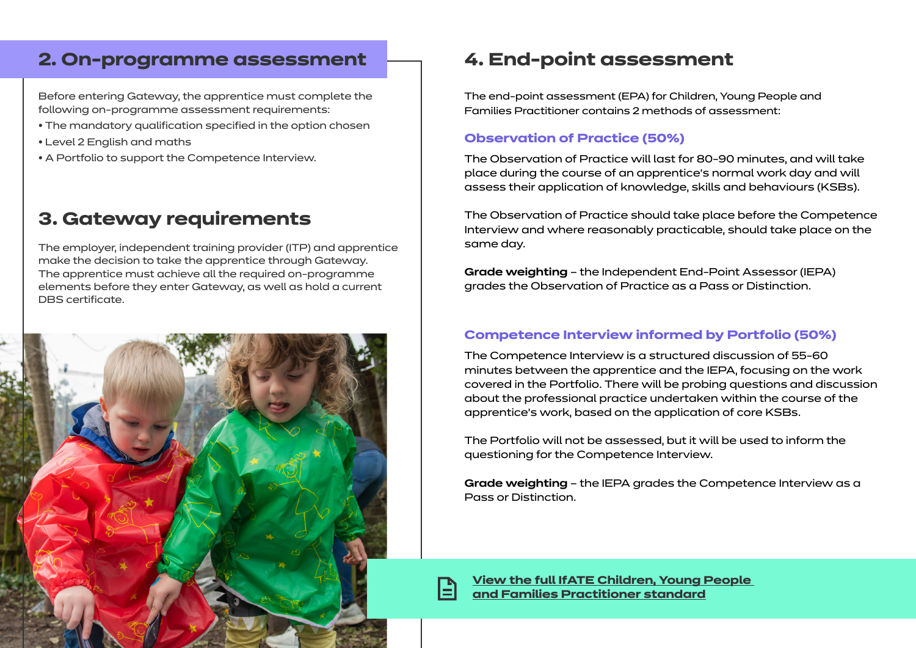## 2. On-programme assessment

Before entering Gateway, the apprentice must complete the following on-programme assessment requirements:

- The mandatory qualification specified in the option chosen
- Level 2 English and maths
- A Portfolio to support the Competence Interview.

## 3. Gateway requirements

The employer, independent training provider (ITP) and apprentice make the decision to take the apprentice through Gateway. The apprentice must achieve all the required on-programme elements before they enter Gateway, as well as hold a current DBS certificate.

## 4. End-point assessment

The end-point assessment (EPA) for Children, Young People and Families Practitioner contains 2 methods of assessment:

### Observation of Practice (50%)

The Observation of Practice will last for 80-90 minutes, and will take place during the course of an apprentice's normal work day and will assess their application of knowledge, skills and behaviours (KSBs).

The Observation of Practice should take place before the Competence Interview and where reasonably practicable, should take place on the same day.

**Grade weighting** – the Independent End-Point Assessor (IEPA) grades the Observation of Practice as a Pass or Distinction.

### Competence Interview informed by Portfolio (50%)

The Competence Interview is a structured discussion of 55-60 minutes between the apprentice and the IEPA, focusing on the work covered in the Portfolio. There will be probing questions and discussion about the professional practice undertaken within the course of the apprentice's work, based on the application of core KSBs.

The Portfolio will not be assessed, but it will be used to inform the questioning for the Competence Interview.

**Grade weighting** – the IEPA grades the Competence Interview as a Pass or Distinction.

View the full IfATE Children, Young People and Families Practitioner standard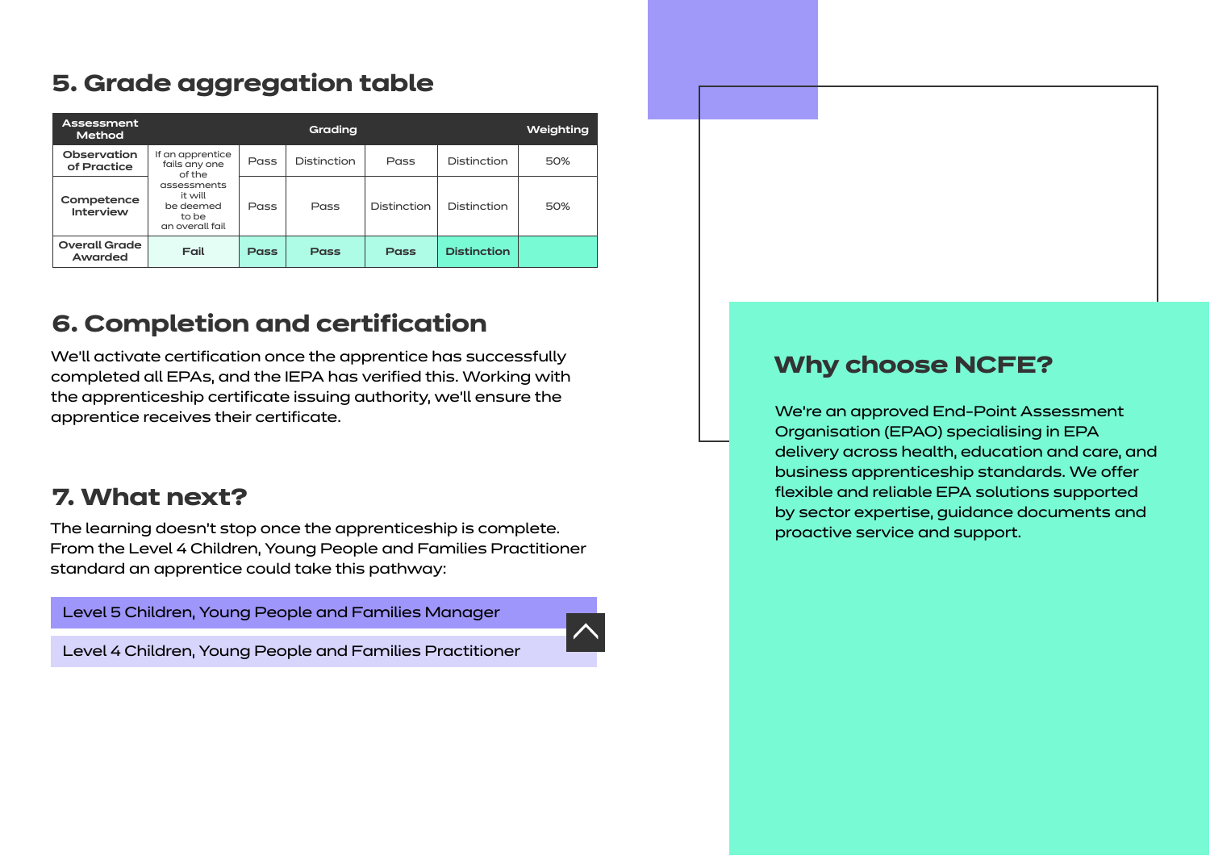## 5. Grade aggregation table

| Assessment Method | Grading | | | | | Weighting |
|---|---|---|---|---|---|---|
| Observation of Practice | If an apprentice fails any one of the assessments it will be deemed to be an overall fail | Pass | Distinction | Pass | Distinction | 50% |
| Competence Interview | | Pass | Pass | Distinction | Distinction | 50% |
| **Overall Grade Awarded** | **Fail** | **Pass** | **Pass** | **Pass** | **Distinction** | |

## 6. Completion and certification

We'll activate certification once the apprentice has successfully completed all EPAs, and the IEPA has verified this. Working with the apprenticeship certificate issuing authority, we'll ensure the apprentice receives their certificate.

## 7. What next?

The learning doesn't stop once the apprenticeship is complete. From the Level 4 Children, Young People and Families Practitioner standard an apprentice could take this pathway:

Level 5 Children, Young People and Families Manager

Level 4 Children, Young People and Families Practitioner

## Why choose NCFE?

We're an approved End-Point Assessment Organisation (EPAO) specialising in EPA delivery across health, education and care, and business apprenticeship standards. We offer flexible and reliable EPA solutions supported by sector expertise, guidance documents and proactive service and support.